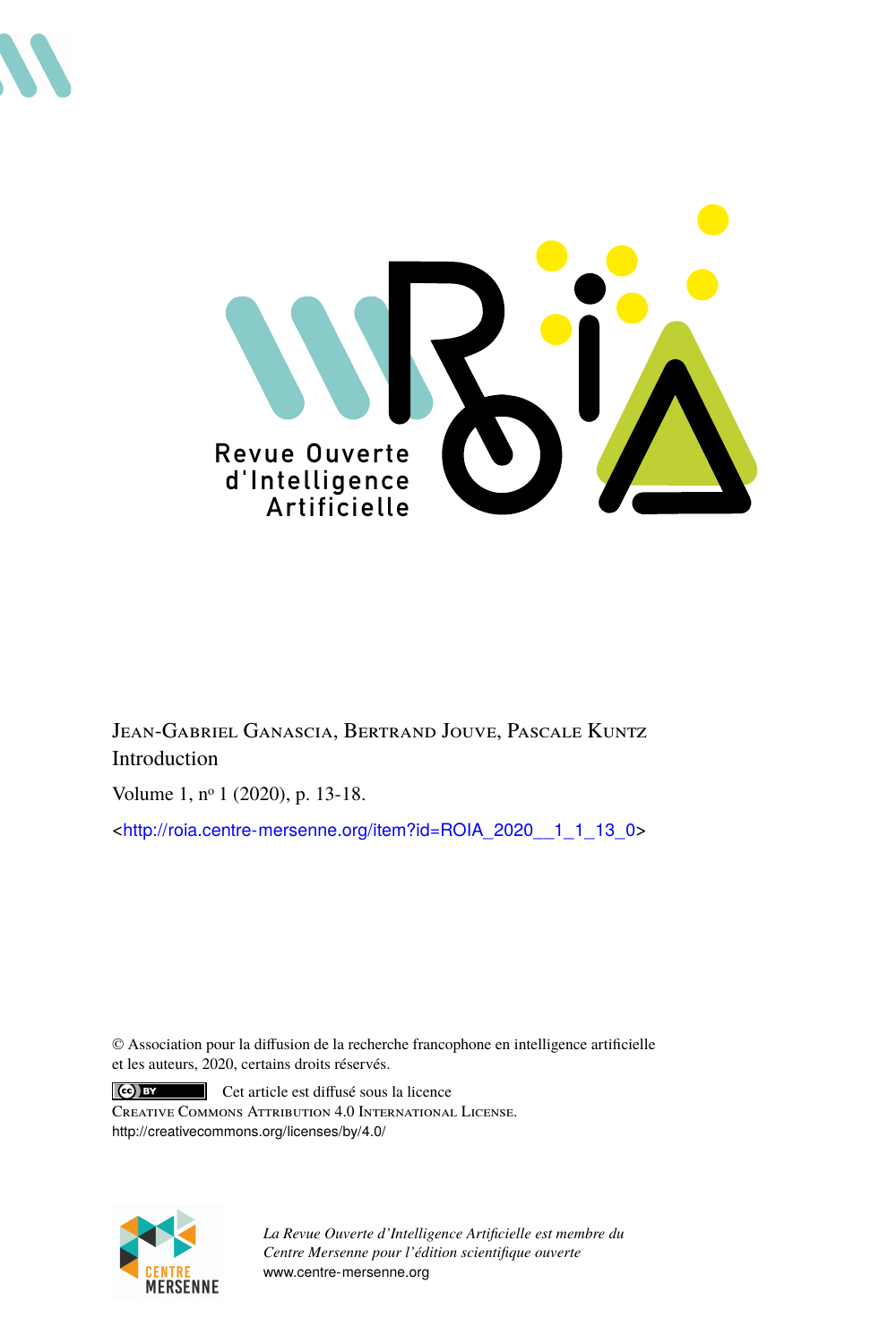Jean-Gabriel Ganascia, Bertrand Jouve, Pascale Kuntz

Introduction

Volume 1, n° 1 (2020), p. 13-18.

<http://roia.centre-mersenne.org/item?id=ROIA_2020__1_1_13_0>

© Association pour la diffusion de la recherche francophone en intelligence artificielle et les auteurs, 2020, certains droits réservés.

Cet article est diffusé sous la licence
Creative Commons Attribution 4.0 International License.
http://creativecommons.org/licenses/by/4.0/

*La Revue Ouverte d'Intelligence Artificielle est membre du Centre Mersenne pour l'édition scientifique ouverte*
www.centre-mersenne.org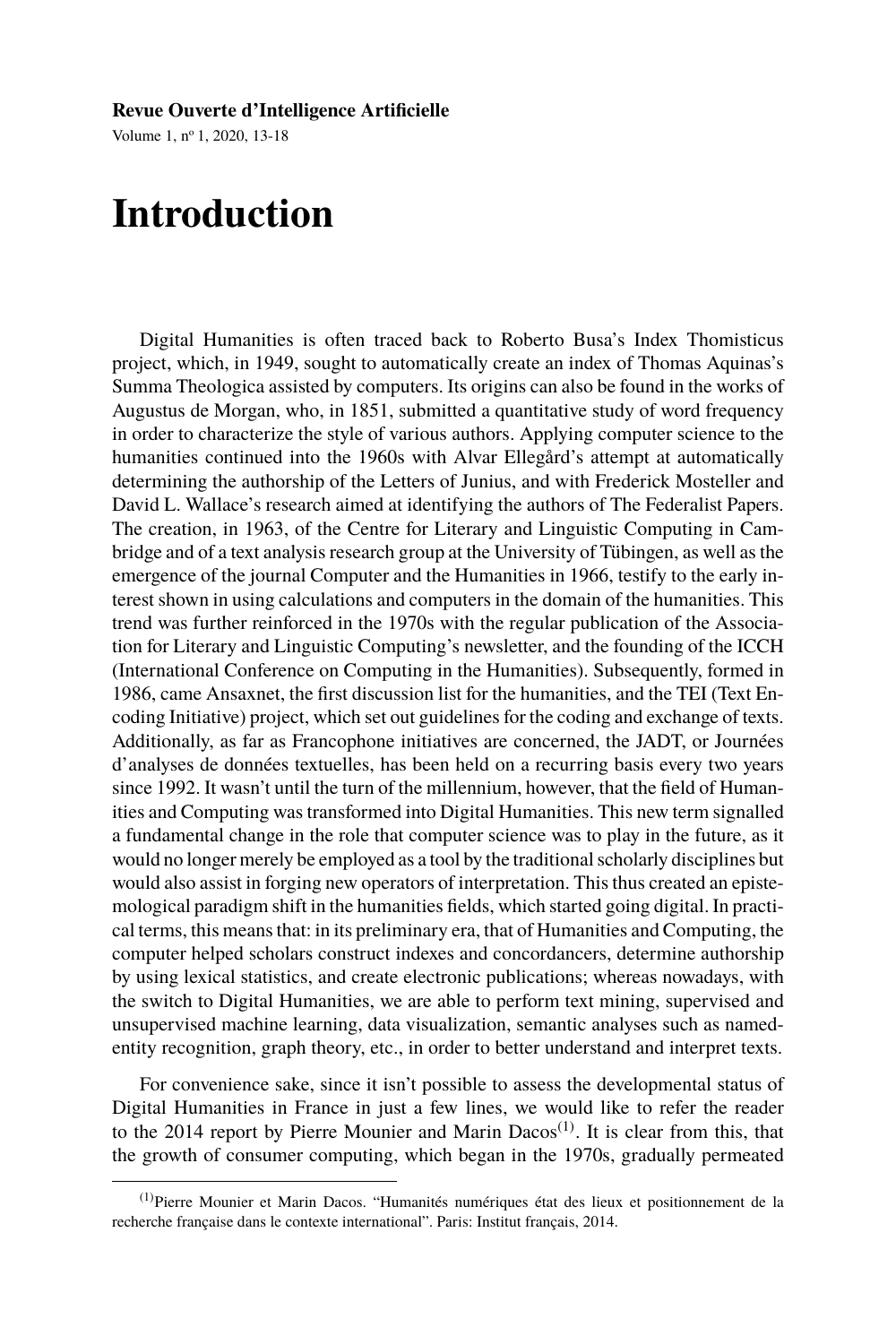# Introduction

Digital Humanities is often traced back to Roberto Busa's Index Thomisticus project, which, in 1949, sought to automatically create an index of Thomas Aquinas's Summa Theologica assisted by computers. Its origins can also be found in the works of Augustus de Morgan, who, in 1851, submitted a quantitative study of word frequency in order to characterize the style of various authors. Applying computer science to the humanities continued into the 1960s with Alvar Ellegård's attempt at automatically determining the authorship of the Letters of Junius, and with Frederick Mosteller and David L. Wallace's research aimed at identifying the authors of The Federalist Papers. The creation, in 1963, of the Centre for Literary and Linguistic Computing in Cambridge and of a text analysis research group at the University of Tübingen, as well as the emergence of the journal Computer and the Humanities in 1966, testify to the early interest shown in using calculations and computers in the domain of the humanities. This trend was further reinforced in the 1970s with the regular publication of the Association for Literary and Linguistic Computing's newsletter, and the founding of the ICCH (International Conference on Computing in the Humanities). Subsequently, formed in 1986, came Ansaxnet, the first discussion list for the humanities, and the TEI (Text Encoding Initiative) project, which set out guidelines for the coding and exchange of texts. Additionally, as far as Francophone initiatives are concerned, the JADT, or Journées d'analyses de données textuelles, has been held on a recurring basis every two years since 1992. It wasn't until the turn of the millennium, however, that the field of Humanities and Computing was transformed into Digital Humanities. This new term signalled a fundamental change in the role that computer science was to play in the future, as it would no longer merely be employed as a tool by the traditional scholarly disciplines but would also assist in forging new operators of interpretation. This thus created an epistemological paradigm shift in the humanities fields, which started going digital. In practical terms, this means that: in its preliminary era, that of Humanities and Computing, the computer helped scholars construct indexes and concordancers, determine authorship by using lexical statistics, and create electronic publications; whereas nowadays, with the switch to Digital Humanities, we are able to perform text mining, supervised and unsupervised machine learning, data visualization, semantic analyses such as named-entity recognition, graph theory, etc., in order to better understand and interpret texts.

For convenience sake, since it isn't possible to assess the developmental status of Digital Humanities in France in just a few lines, we would like to refer the reader to the 2014 report by Pierre Mounier and Marin Dacos[(1)]. It is clear from this, that the growth of consumer computing, which began in the 1970s, gradually permeated

---

[(1)] Pierre Mounier et Marin Dacos. "Humanités numériques état des lieux et positionnement de la recherche française dans le contexte international". Paris: Institut français, 2014.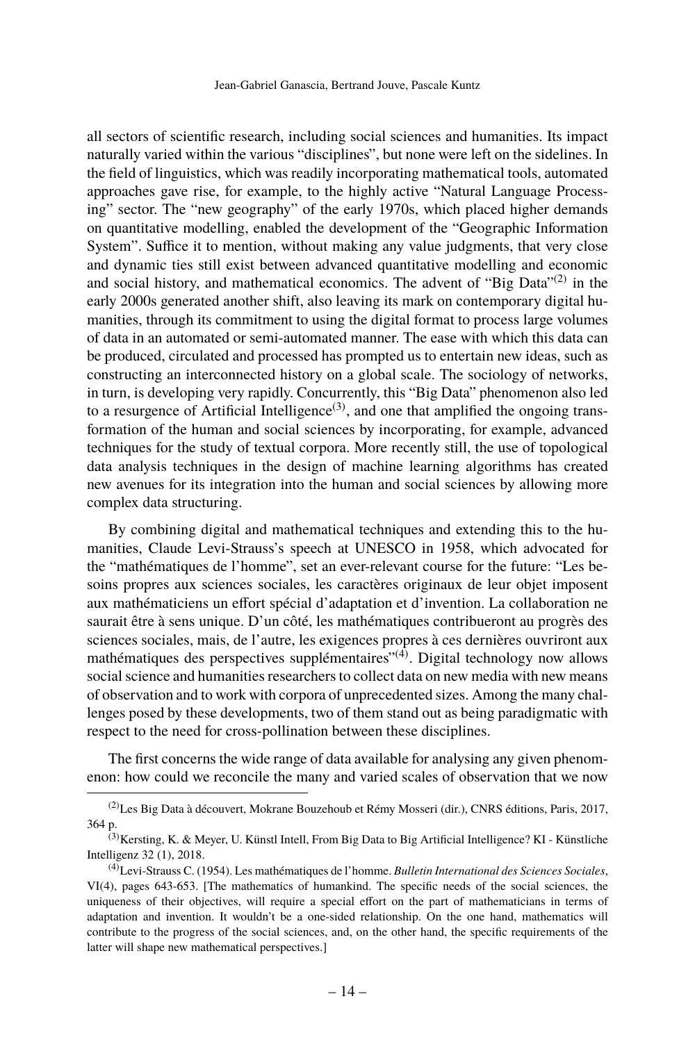all sectors of scientific research, including social sciences and humanities. Its impact naturally varied within the various "disciplines", but none were left on the sidelines. In the field of linguistics, which was readily incorporating mathematical tools, automated approaches gave rise, for example, to the highly active "Natural Language Processing" sector. The "new geography" of the early 1970s, which placed higher demands on quantitative modelling, enabled the development of the "Geographic Information System". Suffice it to mention, without making any value judgments, that very close and dynamic ties still exist between advanced quantitative modelling and economic and social history, and mathematical economics. The advent of "Big Data"(2) in the early 2000s generated another shift, also leaving its mark on contemporary digital humanities, through its commitment to using the digital format to process large volumes of data in an automated or semi-automated manner. The ease with which this data can be produced, circulated and processed has prompted us to entertain new ideas, such as constructing an interconnected history on a global scale. The sociology of networks, in turn, is developing very rapidly. Concurrently, this "Big Data" phenomenon also led to a resurgence of Artificial Intelligence(3), and one that amplified the ongoing transformation of the human and social sciences by incorporating, for example, advanced techniques for the study of textual corpora. More recently still, the use of topological data analysis techniques in the design of machine learning algorithms has created new avenues for its integration into the human and social sciences by allowing more complex data structuring.

By combining digital and mathematical techniques and extending this to the humanities, Claude Levi-Strauss's speech at UNESCO in 1958, which advocated for the "mathématiques de l'homme", set an ever-relevant course for the future: "Les besoins propres aux sciences sociales, les caractères originaux de leur objet imposent aux mathématiciens un effort spécial d'adaptation et d'invention. La collaboration ne saurait être à sens unique. D'un côté, les mathématiques contribueront au progrès des sciences sociales, mais, de l'autre, les exigences propres à ces dernières ouvriront aux mathématiques des perspectives supplémentaires"(4). Digital technology now allows social science and humanities researchers to collect data on new media with new means of observation and to work with corpora of unprecedented sizes. Among the many challenges posed by these developments, two of them stand out as being paradigmatic with respect to the need for cross-pollination between these disciplines.

The first concerns the wide range of data available for analysing any given phenomenon: how could we reconcile the many and varied scales of observation that we now

---

(2) Les Big Data à découvert, Mokrane Bouzehoub et Rémy Mosseri (dir.), CNRS éditions, Paris, 2017, 364 p.

(3) Kersting, K. & Meyer, U. Künstl Intell, From Big Data to Big Artificial Intelligence? KI - Künstliche Intelligenz 32 (1), 2018.

(4) Levi-Strauss C. (1954). Les mathématiques de l'homme. *Bulletin International des Sciences Sociales*, VI(4), pages 643-653. [The mathematics of humankind. The specific needs of the social sciences, the uniqueness of their objectives, will require a special effort on the part of mathematicians in terms of adaptation and invention. It wouldn't be a one-sided relationship. On the one hand, mathematics will contribute to the progress of the social sciences, and, on the other hand, the specific requirements of the latter will shape new mathematical perspectives.]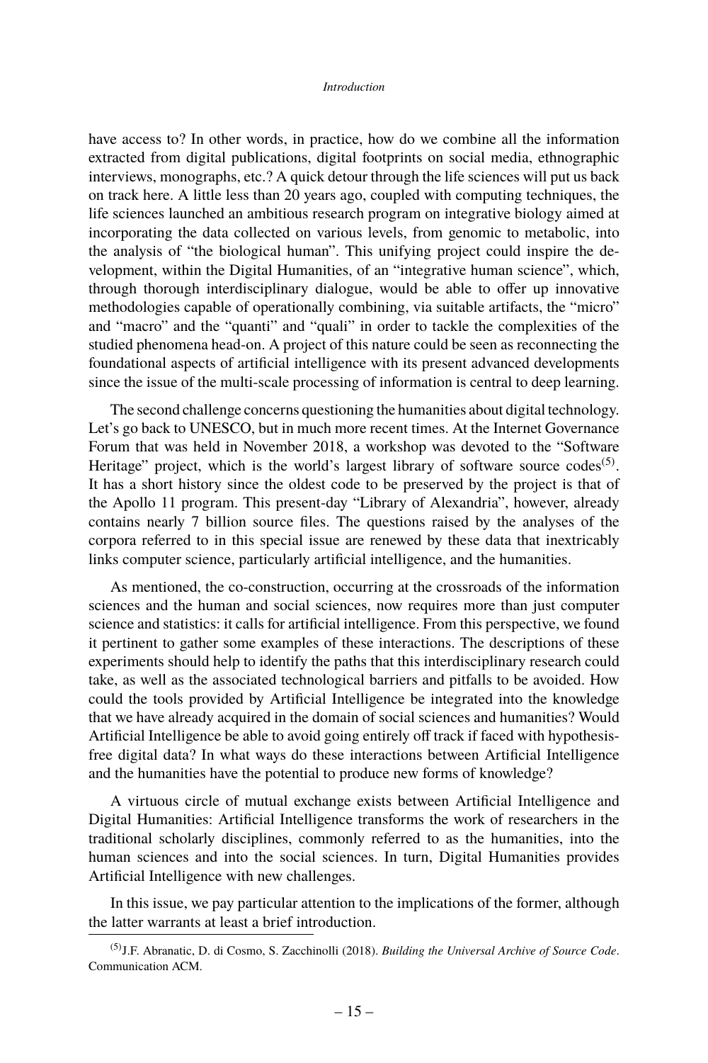have access to? In other words, in practice, how do we combine all the information extracted from digital publications, digital footprints on social media, ethnographic interviews, monographs, etc.? A quick detour through the life sciences will put us back on track here. A little less than 20 years ago, coupled with computing techniques, the life sciences launched an ambitious research program on integrative biology aimed at incorporating the data collected on various levels, from genomic to metabolic, into the analysis of "the biological human". This unifying project could inspire the development, within the Digital Humanities, of an "integrative human science", which, through thorough interdisciplinary dialogue, would be able to offer up innovative methodologies capable of operationally combining, via suitable artifacts, the "micro" and "macro" and the "quanti" and "quali" in order to tackle the complexities of the studied phenomena head-on. A project of this nature could be seen as reconnecting the foundational aspects of artificial intelligence with its present advanced developments since the issue of the multi-scale processing of information is central to deep learning.

The second challenge concerns questioning the humanities about digital technology. Let's go back to UNESCO, but in much more recent times. At the Internet Governance Forum that was held in November 2018, a workshop was devoted to the "Software Heritage" project, which is the world's largest library of software source codes[(5)]. It has a short history since the oldest code to be preserved by the project is that of the Apollo 11 program. This present-day "Library of Alexandria", however, already contains nearly 7 billion source files. The questions raised by the analyses of the corpora referred to in this special issue are renewed by these data that inextricably links computer science, particularly artificial intelligence, and the humanities.

As mentioned, the co-construction, occurring at the crossroads of the information sciences and the human and social sciences, now requires more than just computer science and statistics: it calls for artificial intelligence. From this perspective, we found it pertinent to gather some examples of these interactions. The descriptions of these experiments should help to identify the paths that this interdisciplinary research could take, as well as the associated technological barriers and pitfalls to be avoided. How could the tools provided by Artificial Intelligence be integrated into the knowledge that we have already acquired in the domain of social sciences and humanities? Would Artificial Intelligence be able to avoid going entirely off track if faced with hypothesis-free digital data? In what ways do these interactions between Artificial Intelligence and the humanities have the potential to produce new forms of knowledge?

A virtuous circle of mutual exchange exists between Artificial Intelligence and Digital Humanities: Artificial Intelligence transforms the work of researchers in the traditional scholarly disciplines, commonly referred to as the humanities, into the human sciences and into the social sciences. In turn, Digital Humanities provides Artificial Intelligence with new challenges.

In this issue, we pay particular attention to the implications of the former, although the latter warrants at least a brief introduction.

---

[(5)] J.F. Abranatic, D. di Cosmo, S. Zacchinolli (2018). *Building the Universal Archive of Source Code*. Communication ACM.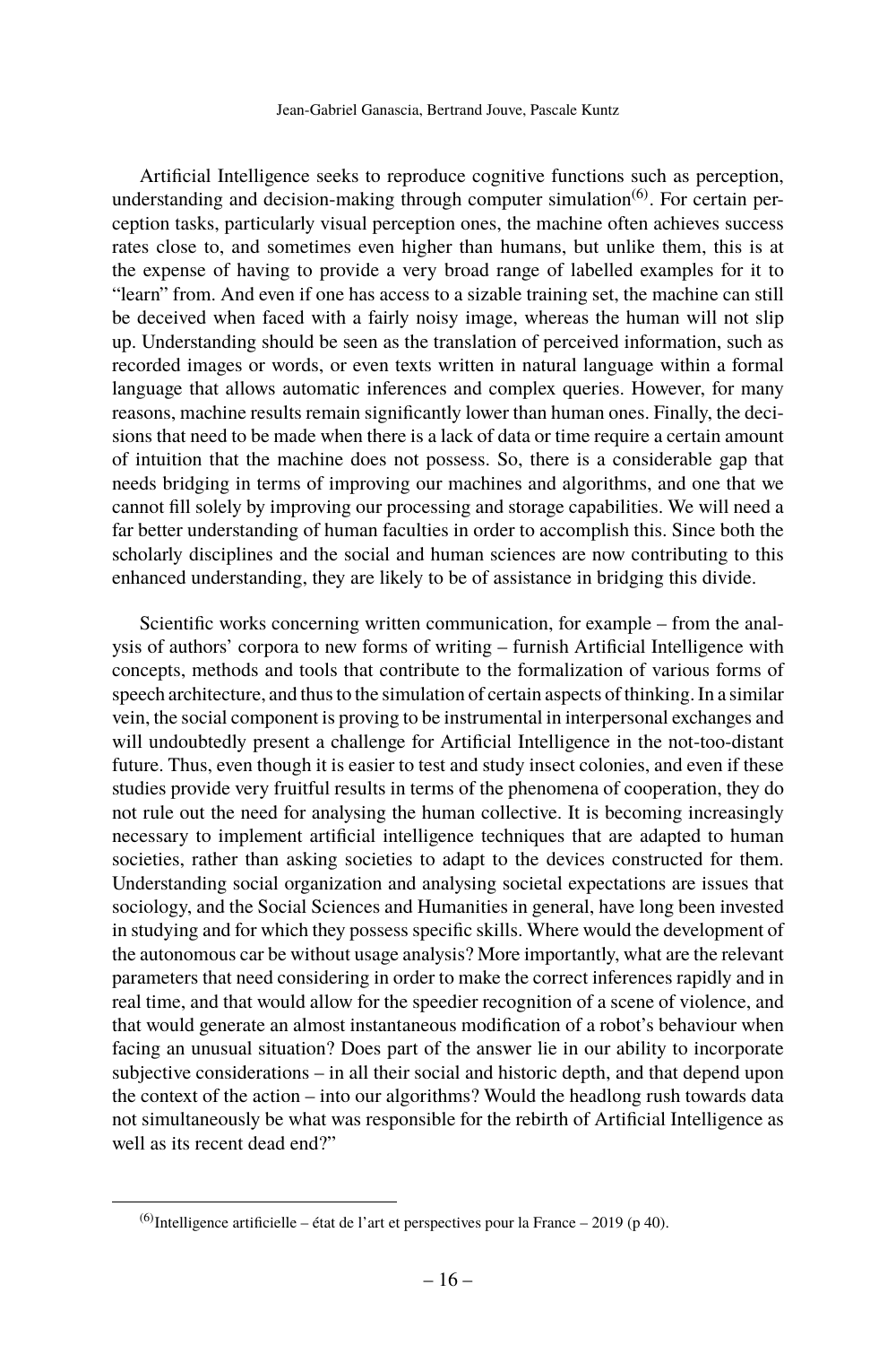Artificial Intelligence seeks to reproduce cognitive functions such as perception, understanding and decision-making through computer simulation[6]. For certain perception tasks, particularly visual perception ones, the machine often achieves success rates close to, and sometimes even higher than humans, but unlike them, this is at the expense of having to provide a very broad range of labelled examples for it to "learn" from. And even if one has access to a sizable training set, the machine can still be deceived when faced with a fairly noisy image, whereas the human will not slip up. Understanding should be seen as the translation of perceived information, such as recorded images or words, or even texts written in natural language within a formal language that allows automatic inferences and complex queries. However, for many reasons, machine results remain significantly lower than human ones. Finally, the decisions that need to be made when there is a lack of data or time require a certain amount of intuition that the machine does not possess. So, there is a considerable gap that needs bridging in terms of improving our machines and algorithms, and one that we cannot fill solely by improving our processing and storage capabilities. We will need a far better understanding of human faculties in order to accomplish this. Since both the scholarly disciplines and the social and human sciences are now contributing to this enhanced understanding, they are likely to be of assistance in bridging this divide.

Scientific works concerning written communication, for example – from the analysis of authors' corpora to new forms of writing – furnish Artificial Intelligence with concepts, methods and tools that contribute to the formalization of various forms of speech architecture, and thus to the simulation of certain aspects of thinking. In a similar vein, the social component is proving to be instrumental in interpersonal exchanges and will undoubtedly present a challenge for Artificial Intelligence in the not-too-distant future. Thus, even though it is easier to test and study insect colonies, and even if these studies provide very fruitful results in terms of the phenomena of cooperation, they do not rule out the need for analysing the human collective. It is becoming increasingly necessary to implement artificial intelligence techniques that are adapted to human societies, rather than asking societies to adapt to the devices constructed for them. Understanding social organization and analysing societal expectations are issues that sociology, and the Social Sciences and Humanities in general, have long been invested in studying and for which they possess specific skills. Where would the development of the autonomous car be without usage analysis? More importantly, what are the relevant parameters that need considering in order to make the correct inferences rapidly and in real time, and that would allow for the speedier recognition of a scene of violence, and that would generate an almost instantaneous modification of a robot's behaviour when facing an unusual situation? Does part of the answer lie in our ability to incorporate subjective considerations – in all their social and historic depth, and that depend upon the context of the action – into our algorithms? Would the headlong rush towards data not simultaneously be what was responsible for the rebirth of Artificial Intelligence as well as its recent dead end?"

---

[6] Intelligence artificielle – état de l'art et perspectives pour la France – 2019 (p 40).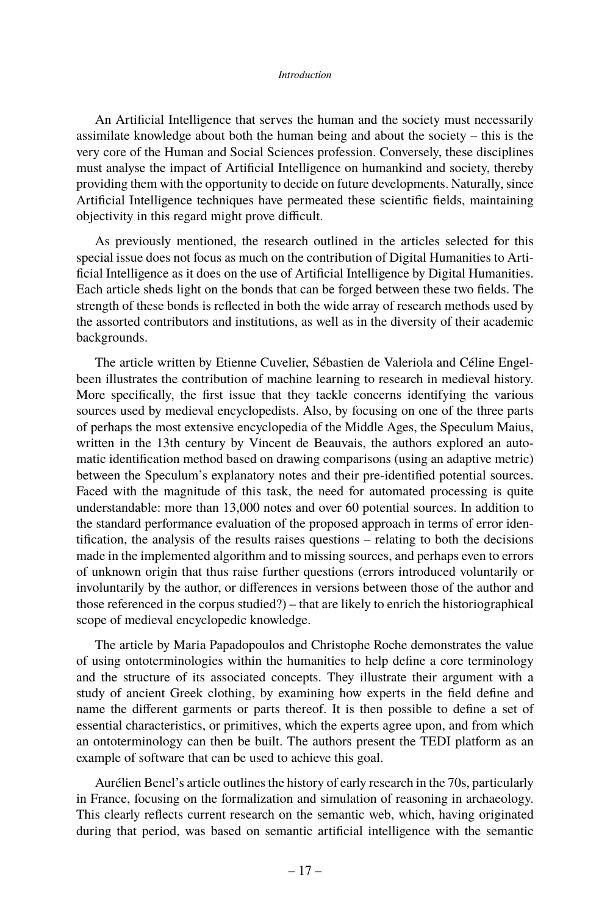An Artificial Intelligence that serves the human and the society must necessarily assimilate knowledge about both the human being and about the society – this is the very core of the Human and Social Sciences profession. Conversely, these disciplines must analyse the impact of Artificial Intelligence on humankind and society, thereby providing them with the opportunity to decide on future developments. Naturally, since Artificial Intelligence techniques have permeated these scientific fields, maintaining objectivity in this regard might prove difficult.

As previously mentioned, the research outlined in the articles selected for this special issue does not focus as much on the contribution of Digital Humanities to Artificial Intelligence as it does on the use of Artificial Intelligence by Digital Humanities. Each article sheds light on the bonds that can be forged between these two fields. The strength of these bonds is reflected in both the wide array of research methods used by the assorted contributors and institutions, as well as in the diversity of their academic backgrounds.

The article written by Etienne Cuvelier, Sébastien de Valeriola and Céline Engelbeen illustrates the contribution of machine learning to research in medieval history. More specifically, the first issue that they tackle concerns identifying the various sources used by medieval encyclopedists. Also, by focusing on one of the three parts of perhaps the most extensive encyclopedia of the Middle Ages, the Speculum Maius, written in the 13th century by Vincent de Beauvais, the authors explored an automatic identification method based on drawing comparisons (using an adaptive metric) between the Speculum's explanatory notes and their pre-identified potential sources. Faced with the magnitude of this task, the need for automated processing is quite understandable: more than 13,000 notes and over 60 potential sources. In addition to the standard performance evaluation of the proposed approach in terms of error identification, the analysis of the results raises questions – relating to both the decisions made in the implemented algorithm and to missing sources, and perhaps even to errors of unknown origin that thus raise further questions (errors introduced voluntarily or involuntarily by the author, or differences in versions between those of the author and those referenced in the corpus studied?) – that are likely to enrich the historiographical scope of medieval encyclopedic knowledge.

The article by Maria Papadopoulos and Christophe Roche demonstrates the value of using ontoterminologies within the humanities to help define a core terminology and the structure of its associated concepts. They illustrate their argument with a study of ancient Greek clothing, by examining how experts in the field define and name the different garments or parts thereof. It is then possible to define a set of essential characteristics, or primitives, which the experts agree upon, and from which an ontoterminology can then be built. The authors present the TEDI platform as an example of software that can be used to achieve this goal.

Aurélien Benel's article outlines the history of early research in the 70s, particularly in France, focusing on the formalization and simulation of reasoning in archaeology. This clearly reflects current research on the semantic web, which, having originated during that period, was based on semantic artificial intelligence with the semantic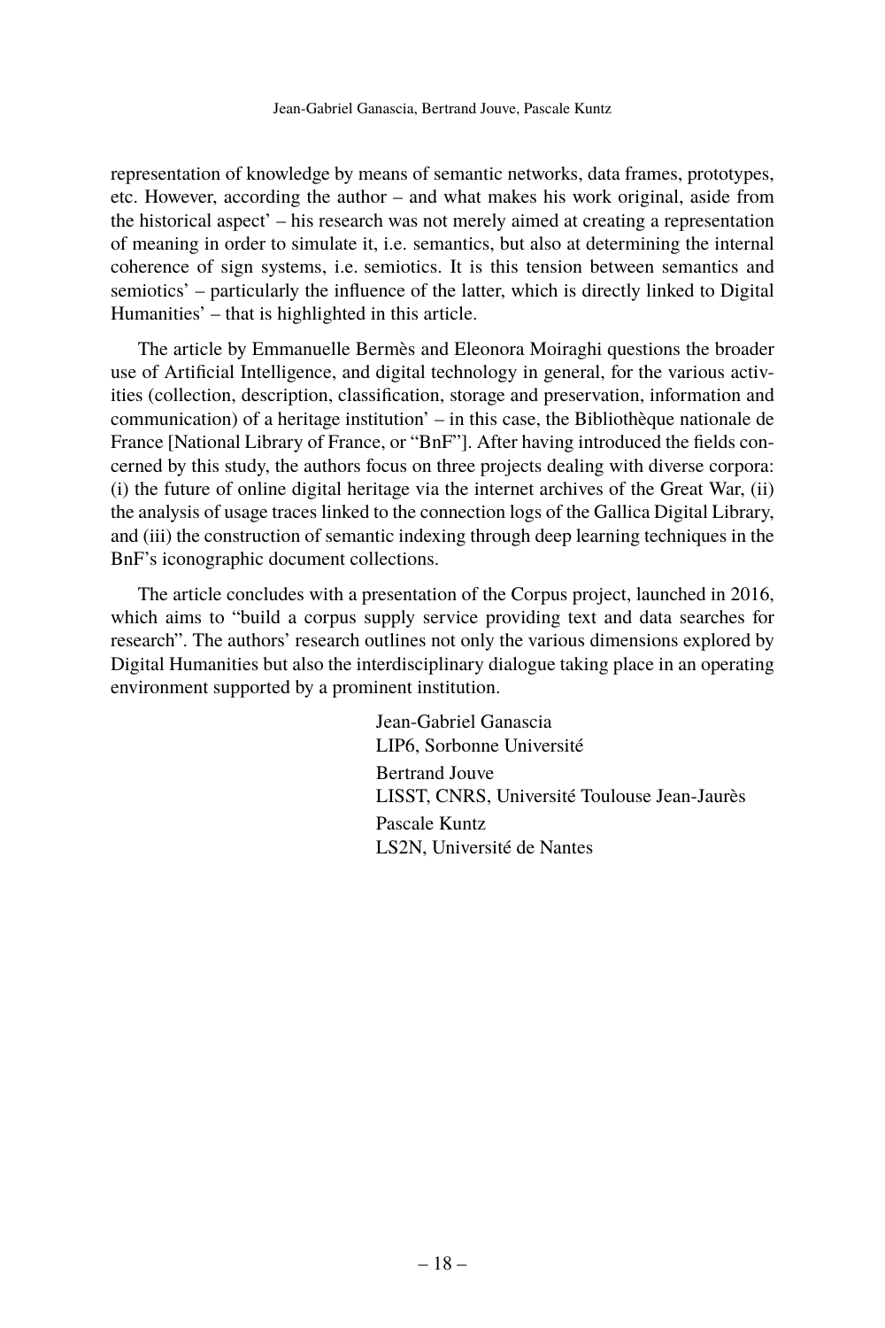representation of knowledge by means of semantic networks, data frames, prototypes, etc. However, according the author – and what makes his work original, aside from the historical aspect' – his research was not merely aimed at creating a representation of meaning in order to simulate it, i.e. semantics, but also at determining the internal coherence of sign systems, i.e. semiotics. It is this tension between semantics and semiotics' – particularly the influence of the latter, which is directly linked to Digital Humanities' – that is highlighted in this article.

The article by Emmanuelle Bermès and Eleonora Moiraghi questions the broader use of Artificial Intelligence, and digital technology in general, for the various activities (collection, description, classification, storage and preservation, information and communication) of a heritage institution' – in this case, the Bibliothèque nationale de France [National Library of France, or "BnF"]. After having introduced the fields concerned by this study, the authors focus on three projects dealing with diverse corpora: (i) the future of online digital heritage via the internet archives of the Great War, (ii) the analysis of usage traces linked to the connection logs of the Gallica Digital Library, and (iii) the construction of semantic indexing through deep learning techniques in the BnF's iconographic document collections.

The article concludes with a presentation of the Corpus project, launched in 2016, which aims to "build a corpus supply service providing text and data searches for research". The authors' research outlines not only the various dimensions explored by Digital Humanities but also the interdisciplinary dialogue taking place in an operating environment supported by a prominent institution.

Jean-Gabriel Ganascia
LIP6, Sorbonne Université

Bertrand Jouve
LISST, CNRS, Université Toulouse Jean-Jaurès

Pascale Kuntz
LS2N, Université de Nantes